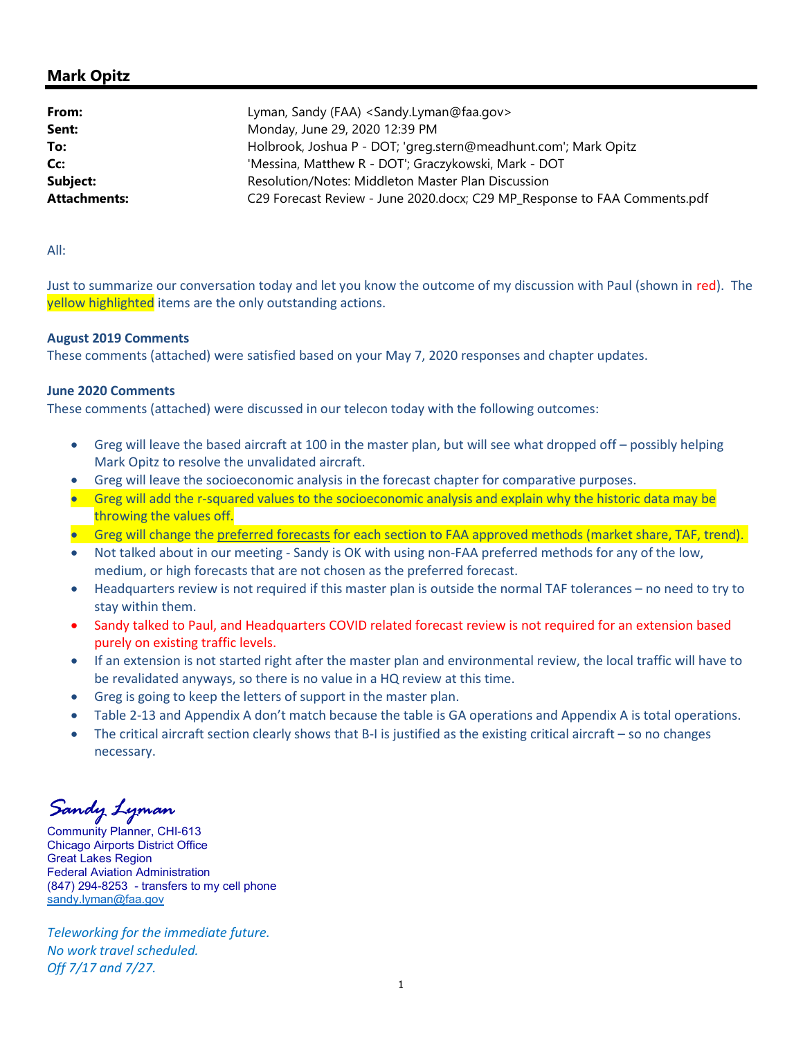## Mark Opitz

| | |
|---|---|
| **From:** | Lyman, Sandy (FAA) <Sandy.Lyman@faa.gov> |
| **Sent:** | Monday, June 29, 2020 12:39 PM |
| **To:** | Holbrook, Joshua P - DOT; 'greg.stern@meadhunt.com'; Mark Opitz |
| **Cc:** | 'Messina, Matthew R - DOT'; Graczykowski, Mark - DOT |
| **Subject:** | Resolution/Notes: Middleton Master Plan Discussion |
| **Attachments:** | C29 Forecast Review - June 2020.docx; C29 MP_Response to FAA Comments.pdf |

All:

Just to summarize our conversation today and let you know the outcome of my discussion with Paul (shown in red). The yellow highlighted items are the only outstanding actions.

**August 2019 Comments**
These comments (attached) were satisfied based on your May 7, 2020 responses and chapter updates.

**June 2020 Comments**
These comments (attached) were discussed in our telecon today with the following outcomes:

- Greg will leave the based aircraft at 100 in the master plan, but will see what dropped off – possibly helping Mark Opitz to resolve the unvalidated aircraft.
- Greg will leave the socioeconomic analysis in the forecast chapter for comparative purposes.
- Greg will add the r-squared values to the socioeconomic analysis and explain why the historic data may be throwing the values off.
- Greg will change the preferred forecasts for each section to FAA approved methods (market share, TAF, trend).
- Not talked about in our meeting - Sandy is OK with using non-FAA preferred methods for any of the low, medium, or high forecasts that are not chosen as the preferred forecast.
- Headquarters review is not required if this master plan is outside the normal TAF tolerances – no need to try to stay within them.
- Sandy talked to Paul, and Headquarters COVID related forecast review is not required for an extension based purely on existing traffic levels.
- If an extension is not started right after the master plan and environmental review, the local traffic will have to be revalidated anyways, so there is no value in a HQ review at this time.
- Greg is going to keep the letters of support in the master plan.
- Table 2-13 and Appendix A don't match because the table is GA operations and Appendix A is total operations.
- The critical aircraft section clearly shows that B-I is justified as the existing critical aircraft – so no changes necessary.

*Sandy Lyman*
Community Planner, CHI-613
Chicago Airports District Office
Great Lakes Region
Federal Aviation Administration
(847) 294-8253 - transfers to my cell phone
sandy.lyman@faa.gov

*Teleworking for the immediate future.*
*No work travel scheduled.*
*Off 7/17 and 7/27.*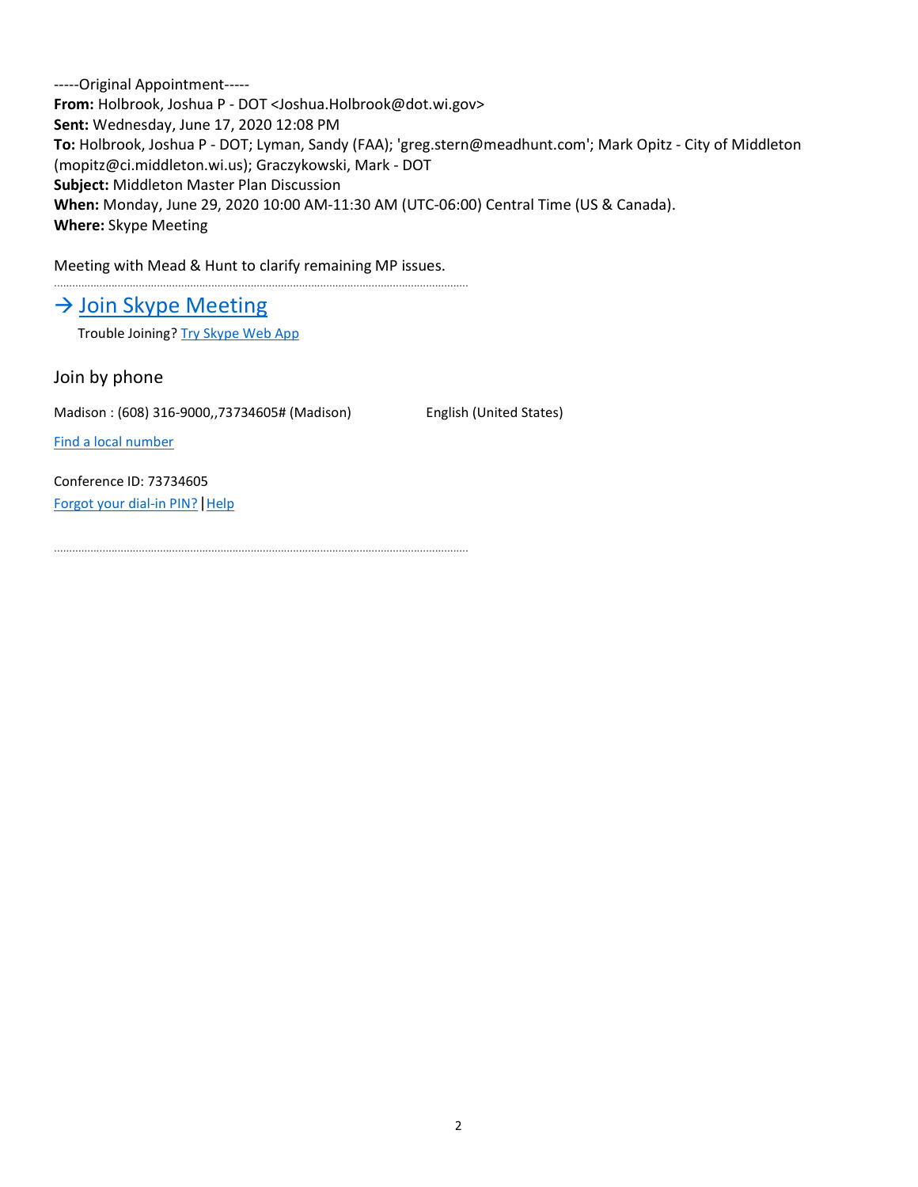-----Original Appointment-----
**From:** Holbrook, Joshua P - DOT <Joshua.Holbrook@dot.wi.gov>
**Sent:** Wednesday, June 17, 2020 12:08 PM
**To:** Holbrook, Joshua P - DOT; Lyman, Sandy (FAA); 'greg.stern@meadhunt.com'; Mark Opitz - City of Middleton (mopitz@ci.middleton.wi.us); Graczykowski, Mark - DOT
**Subject:** Middleton Master Plan Discussion
**When:** Monday, June 29, 2020 10:00 AM-11:30 AM (UTC-06:00) Central Time (US & Canada).
**Where:** Skype Meeting

Meeting with Mead & Hunt to clarify remaining MP issues.

.......................................................................................................................................

→ Join Skype Meeting

Trouble Joining? Try Skype Web App

Join by phone

Madison : (608) 316-9000,,73734605# (Madison)    English (United States)

Find a local number

Conference ID: 73734605
Forgot your dial-in PIN? | Help

.......................................................................................................................................